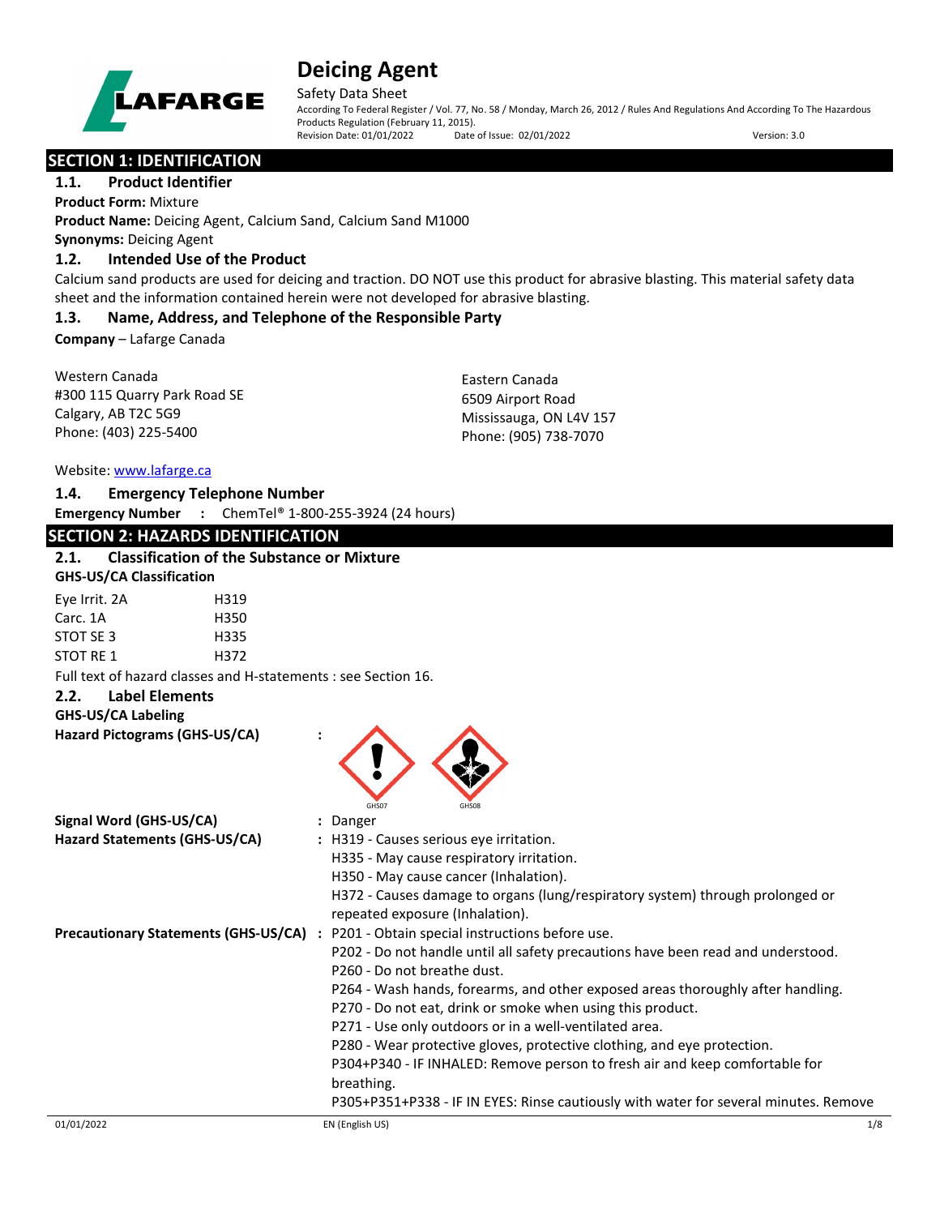# Deicing Agent

Safety Data Sheet

According To Federal Register / Vol. 77, No. 58 / Monday, March 26, 2012 / Rules And Regulations And According To The Hazardous Products Regulation (February 11, 2015).

Revision Date: 01/01/2022 Date of Issue: 02/01/2022 Version: 3.0

## SECTION 1: IDENTIFICATION

### 1.1. Product Identifier

**Product Form:** Mixture

**Product Name:** Deicing Agent, Calcium Sand, Calcium Sand M1000

**Synonyms:** Deicing Agent

### 1.2. Intended Use of the Product

Calcium sand products are used for deicing and traction. DO NOT use this product for abrasive blasting. This material safety data sheet and the information contained herein were not developed for abrasive blasting.

### 1.3. Name, Address, and Telephone of the Responsible Party

**Company** – Lafarge Canada

Western Canada
#300 115 Quarry Park Road SE
Calgary, AB T2C 5G9
Phone: (403) 225-5400

Eastern Canada
6509 Airport Road
Mississauga, ON L4V 157
Phone: (905) 738-7070

Website: www.lafarge.ca

### 1.4. Emergency Telephone Number

**Emergency Number** : ChemTel® 1-800-255-3924 (24 hours)

## SECTION 2: HAZARDS IDENTIFICATION

### 2.1. Classification of the Substance or Mixture

**GHS-US/CA Classification**

| | |
|---|---|
| Eye Irrit. 2A | H319 |
| Carc. 1A | H350 |
| STOT SE 3 | H335 |
| STOT RE 1 | H372 |

Full text of hazard classes and H-statements : see Section 16.

### 2.2. Label Elements

**GHS-US/CA Labeling**

**Hazard Pictograms (GHS-US/CA)** : GHS07 GHS08

**Signal Word (GHS-US/CA)** : Danger

**Hazard Statements (GHS-US/CA)** :
- H319 - Causes serious eye irritation.
- H335 - May cause respiratory irritation.
- H350 - May cause cancer (Inhalation).
- H372 - Causes damage to organs (lung/respiratory system) through prolonged or repeated exposure (Inhalation).

**Precautionary Statements (GHS-US/CA)** :
- P201 - Obtain special instructions before use.
- P202 - Do not handle until all safety precautions have been read and understood.
- P260 - Do not breathe dust.
- P264 - Wash hands, forearms, and other exposed areas thoroughly after handling.
- P270 - Do not eat, drink or smoke when using this product.
- P271 - Use only outdoors or in a well-ventilated area.
- P280 - Wear protective gloves, protective clothing, and eye protection.
- P304+P340 - IF INHALED: Remove person to fresh air and keep comfortable for breathing.
- P305+P351+P338 - IF IN EYES: Rinse cautiously with water for several minutes. Remove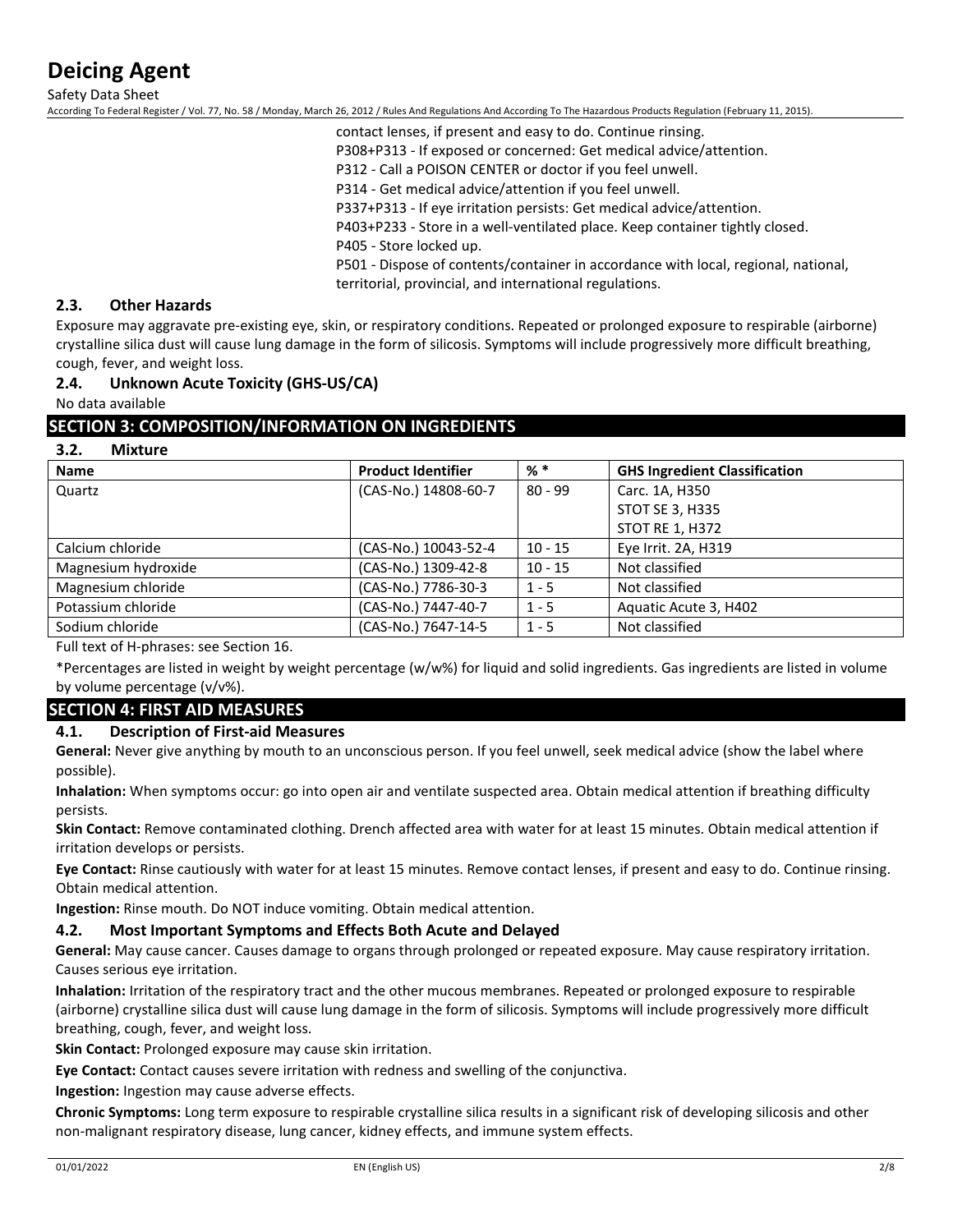contact lenses, if present and easy to do. Continue rinsing.
P308+P313 - If exposed or concerned: Get medical advice/attention.
P312 - Call a POISON CENTER or doctor if you feel unwell.
P314 - Get medical advice/attention if you feel unwell.
P337+P313 - If eye irritation persists: Get medical advice/attention.
P403+P233 - Store in a well-ventilated place. Keep container tightly closed.
P405 - Store locked up.
P501 - Dispose of contents/container in accordance with local, regional, national, territorial, provincial, and international regulations.

### 2.3. Other Hazards

Exposure may aggravate pre-existing eye, skin, or respiratory conditions. Repeated or prolonged exposure to respirable (airborne) crystalline silica dust will cause lung damage in the form of silicosis. Symptoms will include progressively more difficult breathing, cough, fever, and weight loss.

### 2.4. Unknown Acute Toxicity (GHS-US/CA)

No data available

## SECTION 3: COMPOSITION/INFORMATION ON INGREDIENTS

### 3.2. Mixture

| Name | Product Identifier | % * | GHS Ingredient Classification |
|---|---|---|---|
| Quartz | (CAS-No.) 14808-60-7 | 80 - 99 | Carc. 1A, H350<br>STOT SE 3, H335<br>STOT RE 1, H372 |
| Calcium chloride | (CAS-No.) 10043-52-4 | 10 - 15 | Eye Irrit. 2A, H319 |
| Magnesium hydroxide | (CAS-No.) 1309-42-8 | 10 - 15 | Not classified |
| Magnesium chloride | (CAS-No.) 7786-30-3 | 1 - 5 | Not classified |
| Potassium chloride | (CAS-No.) 7447-40-7 | 1 - 5 | Aquatic Acute 3, H402 |
| Sodium chloride | (CAS-No.) 7647-14-5 | 1 - 5 | Not classified |

Full text of H-phrases: see Section 16.

*Percentages are listed in weight by weight percentage (w/w%) for liquid and solid ingredients. Gas ingredients are listed in volume by volume percentage (v/v%).

## SECTION 4: FIRST AID MEASURES

### 4.1. Description of First-aid Measures

**General:** Never give anything by mouth to an unconscious person. If you feel unwell, seek medical advice (show the label where possible).

**Inhalation:** When symptoms occur: go into open air and ventilate suspected area. Obtain medical attention if breathing difficulty persists.

**Skin Contact:** Remove contaminated clothing. Drench affected area with water for at least 15 minutes. Obtain medical attention if irritation develops or persists.

**Eye Contact:** Rinse cautiously with water for at least 15 minutes. Remove contact lenses, if present and easy to do. Continue rinsing. Obtain medical attention.

**Ingestion:** Rinse mouth. Do NOT induce vomiting. Obtain medical attention.

### 4.2. Most Important Symptoms and Effects Both Acute and Delayed

**General:** May cause cancer. Causes damage to organs through prolonged or repeated exposure. May cause respiratory irritation. Causes serious eye irritation.

**Inhalation:** Irritation of the respiratory tract and the other mucous membranes. Repeated or prolonged exposure to respirable (airborne) crystalline silica dust will cause lung damage in the form of silicosis. Symptoms will include progressively more difficult breathing, cough, fever, and weight loss.

**Skin Contact:** Prolonged exposure may cause skin irritation.

**Eye Contact:** Contact causes severe irritation with redness and swelling of the conjunctiva.

**Ingestion:** Ingestion may cause adverse effects.

**Chronic Symptoms:** Long term exposure to respirable crystalline silica results in a significant risk of developing silicosis and other non-malignant respiratory disease, lung cancer, kidney effects, and immune system effects.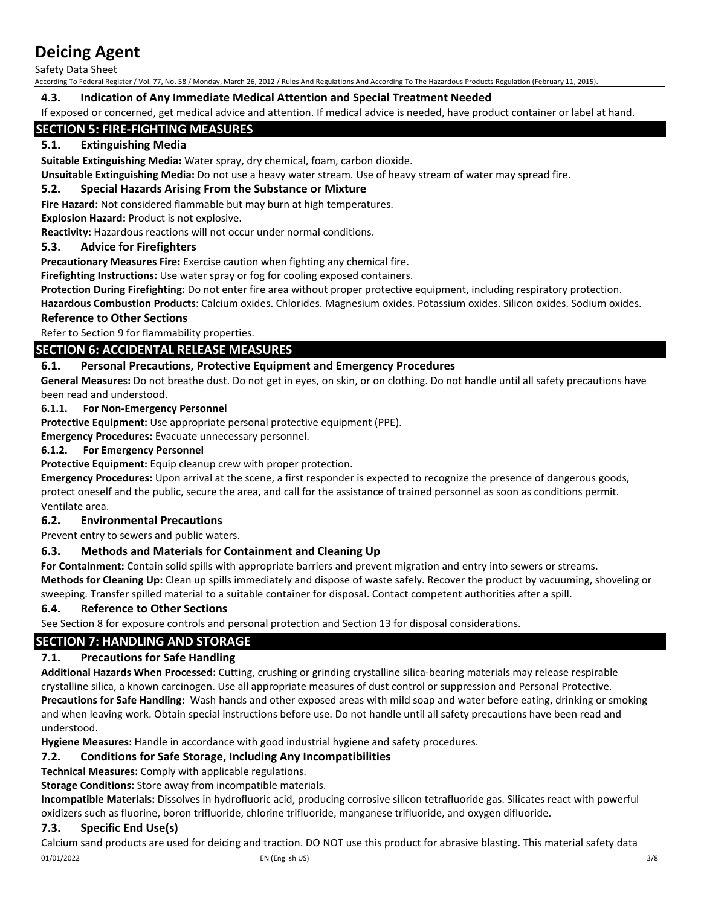### 4.3. Indication of Any Immediate Medical Attention and Special Treatment Needed

If exposed or concerned, get medical advice and attention. If medical advice is needed, have product container or label at hand.

## SECTION 5: FIRE-FIGHTING MEASURES

### 5.1. Extinguishing Media

**Suitable Extinguishing Media:** Water spray, dry chemical, foam, carbon dioxide.

**Unsuitable Extinguishing Media:** Do not use a heavy water stream. Use of heavy stream of water may spread fire.

### 5.2. Special Hazards Arising From the Substance or Mixture

**Fire Hazard:** Not considered flammable but may burn at high temperatures.

**Explosion Hazard:** Product is not explosive.

**Reactivity:** Hazardous reactions will not occur under normal conditions.

### 5.3. Advice for Firefighters

**Precautionary Measures Fire:** Exercise caution when fighting any chemical fire.

**Firefighting Instructions:** Use water spray or fog for cooling exposed containers.

**Protection During Firefighting:** Do not enter fire area without proper protective equipment, including respiratory protection.

**Hazardous Combustion Products**: Calcium oxides. Chlorides. Magnesium oxides. Potassium oxides. Silicon oxides. Sodium oxides.

### Reference to Other Sections

Refer to Section 9 for flammability properties.

## SECTION 6: ACCIDENTAL RELEASE MEASURES

### 6.1. Personal Precautions, Protective Equipment and Emergency Procedures

**General Measures:** Do not breathe dust. Do not get in eyes, on skin, or on clothing. Do not handle until all safety precautions have been read and understood.

#### 6.1.1. For Non-Emergency Personnel

**Protective Equipment:** Use appropriate personal protective equipment (PPE).

**Emergency Procedures:** Evacuate unnecessary personnel.

#### 6.1.2. For Emergency Personnel

**Protective Equipment:** Equip cleanup crew with proper protection.

**Emergency Procedures:** Upon arrival at the scene, a first responder is expected to recognize the presence of dangerous goods, protect oneself and the public, secure the area, and call for the assistance of trained personnel as soon as conditions permit. Ventilate area.

### 6.2. Environmental Precautions

Prevent entry to sewers and public waters.

### 6.3. Methods and Materials for Containment and Cleaning Up

**For Containment:** Contain solid spills with appropriate barriers and prevent migration and entry into sewers or streams.

**Methods for Cleaning Up:** Clean up spills immediately and dispose of waste safely. Recover the product by vacuuming, shoveling or sweeping. Transfer spilled material to a suitable container for disposal. Contact competent authorities after a spill.

### 6.4. Reference to Other Sections

See Section 8 for exposure controls and personal protection and Section 13 for disposal considerations.

## SECTION 7: HANDLING AND STORAGE

### 7.1. Precautions for Safe Handling

**Additional Hazards When Processed:** Cutting, crushing or grinding crystalline silica-bearing materials may release respirable crystalline silica, a known carcinogen. Use all appropriate measures of dust control or suppression and Personal Protective.

**Precautions for Safe Handling:** Wash hands and other exposed areas with mild soap and water before eating, drinking or smoking and when leaving work. Obtain special instructions before use. Do not handle until all safety precautions have been read and understood.

**Hygiene Measures:** Handle in accordance with good industrial hygiene and safety procedures.

### 7.2. Conditions for Safe Storage, Including Any Incompatibilities

**Technical Measures:** Comply with applicable regulations.

**Storage Conditions:** Store away from incompatible materials.

**Incompatible Materials:** Dissolves in hydrofluoric acid, producing corrosive silicon tetrafluoride gas. Silicates react with powerful oxidizers such as fluorine, boron trifluoride, chlorine trifluoride, manganese trifluoride, and oxygen difluoride.

### 7.3. Specific End Use(s)

Calcium sand products are used for deicing and traction. DO NOT use this product for abrasive blasting. This material safety data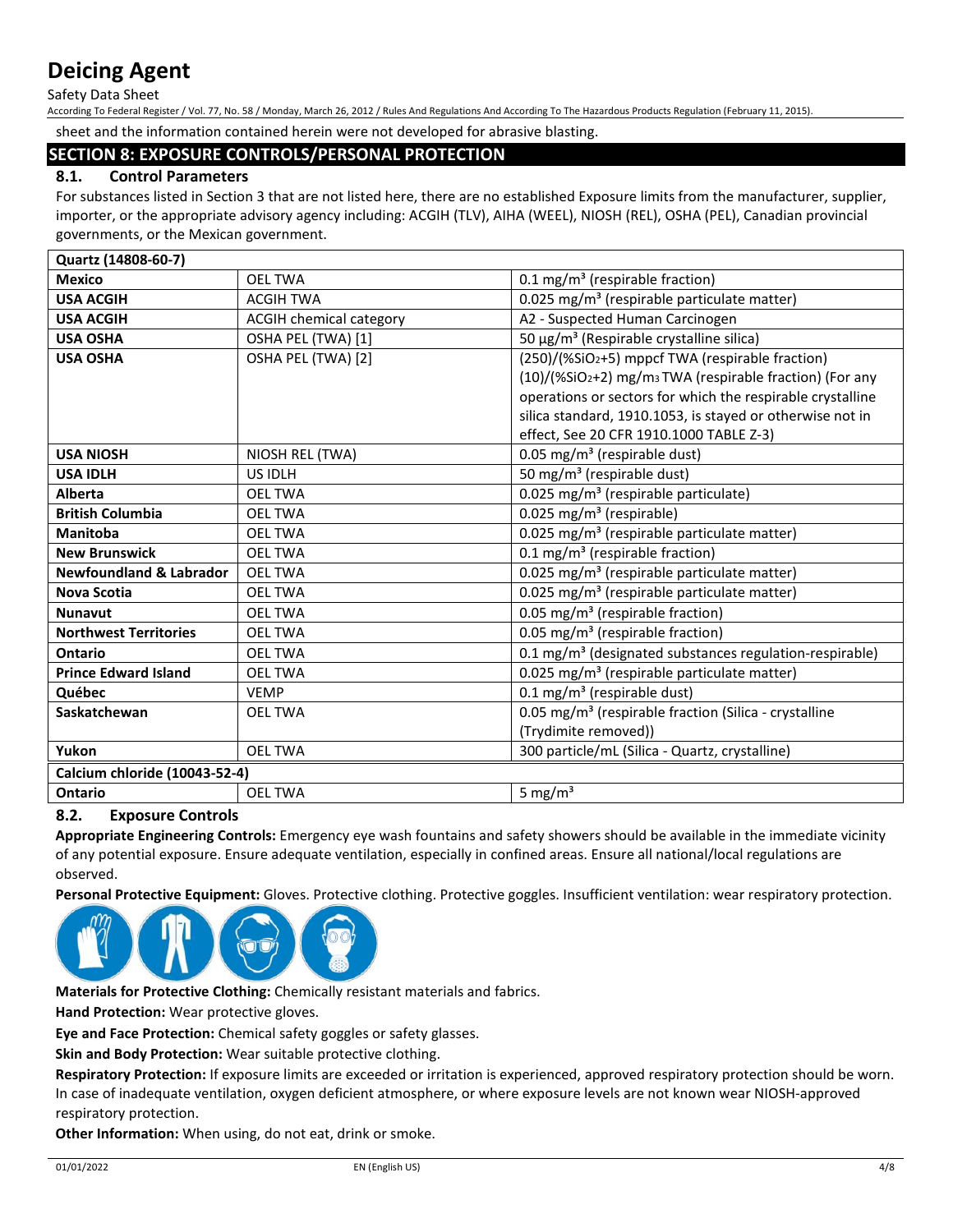sheet and the information contained herein were not developed for abrasive blasting.

## SECTION 8: EXPOSURE CONTROLS/PERSONAL PROTECTION

### 8.1. Control Parameters

For substances listed in Section 3 that are not listed here, there are no established Exposure limits from the manufacturer, supplier, importer, or the appropriate advisory agency including: ACGIH (TLV), AIHA (WEEL), NIOSH (REL), OSHA (PEL), Canadian provincial governments, or the Mexican government.

| Quartz (14808-60-7) | | |
|---|---|---|
| **Mexico** | OEL TWA | 0.1 mg/m³ (respirable fraction) |
| **USA ACGIH** | ACGIH TWA | 0.025 mg/m³ (respirable particulate matter) |
| **USA ACGIH** | ACGIH chemical category | A2 - Suspected Human Carcinogen |
| **USA OSHA** | OSHA PEL (TWA) [1] | 50 µg/m³ (Respirable crystalline silica) |
| **USA OSHA** | OSHA PEL (TWA) [2] | (250)/(%$SiO_2$+5) mppcf TWA (respirable fraction) (10)/(%$SiO_2$+2) mg/m³ TWA (respirable fraction) (For any operations or sectors for which the respirable crystalline silica standard, 1910.1053, is stayed or otherwise not in effect, See 20 CFR 1910.1000 TABLE Z-3) |
| **USA NIOSH** | NIOSH REL (TWA) | 0.05 mg/m³ (respirable dust) |
| **USA IDLH** | US IDLH | 50 mg/m³ (respirable dust) |
| **Alberta** | OEL TWA | 0.025 mg/m³ (respirable particulate) |
| **British Columbia** | OEL TWA | 0.025 mg/m³ (respirable) |
| **Manitoba** | OEL TWA | 0.025 mg/m³ (respirable particulate matter) |
| **New Brunswick** | OEL TWA | 0.1 mg/m³ (respirable fraction) |
| **Newfoundland & Labrador** | OEL TWA | 0.025 mg/m³ (respirable particulate matter) |
| **Nova Scotia** | OEL TWA | 0.025 mg/m³ (respirable particulate matter) |
| **Nunavut** | OEL TWA | 0.05 mg/m³ (respirable fraction) |
| **Northwest Territories** | OEL TWA | 0.05 mg/m³ (respirable fraction) |
| **Ontario** | OEL TWA | 0.1 mg/m³ (designated substances regulation-respirable) |
| **Prince Edward Island** | OEL TWA | 0.025 mg/m³ (respirable particulate matter) |
| **Québec** | VEMP | 0.1 mg/m³ (respirable dust) |
| **Saskatchewan** | OEL TWA | 0.05 mg/m³ (respirable fraction (Silica - crystalline (Trydimite removed)) |
| **Yukon** | OEL TWA | 300 particle/mL (Silica - Quartz, crystalline) |
| **Calcium chloride (10043-52-4)** | | |
| **Ontario** | OEL TWA | 5 mg/m³ |

### 8.2. Exposure Controls

**Appropriate Engineering Controls:** Emergency eye wash fountains and safety showers should be available in the immediate vicinity of any potential exposure. Ensure adequate ventilation, especially in confined areas. Ensure all national/local regulations are observed.

**Personal Protective Equipment:** Gloves. Protective clothing. Protective goggles. Insufficient ventilation: wear respiratory protection.

**Materials for Protective Clothing:** Chemically resistant materials and fabrics.

**Hand Protection:** Wear protective gloves.

**Eye and Face Protection:** Chemical safety goggles or safety glasses.

**Skin and Body Protection:** Wear suitable protective clothing.

**Respiratory Protection:** If exposure limits are exceeded or irritation is experienced, approved respiratory protection should be worn. In case of inadequate ventilation, oxygen deficient atmosphere, or where exposure levels are not known wear NIOSH-approved respiratory protection.

**Other Information:** When using, do not eat, drink or smoke.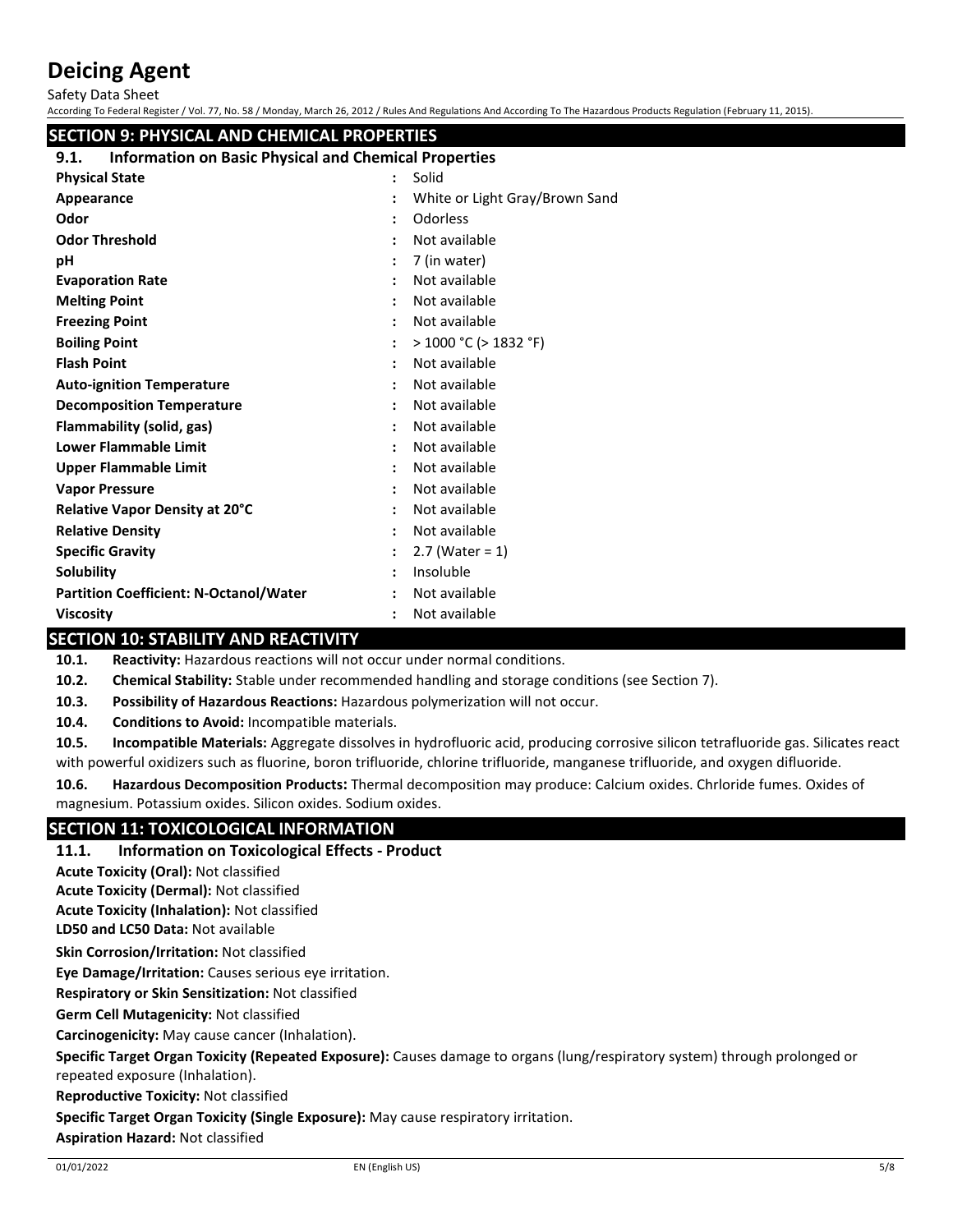## SECTION 9: PHYSICAL AND CHEMICAL PROPERTIES

### 9.1. Information on Basic Physical and Chemical Properties

| Property | Value |
|---|---|
| **Physical State** | Solid |
| **Appearance** | White or Light Gray/Brown Sand |
| **Odor** | Odorless |
| **Odor Threshold** | Not available |
| **pH** | 7 (in water) |
| **Evaporation Rate** | Not available |
| **Melting Point** | Not available |
| **Freezing Point** | Not available |
| **Boiling Point** | > 1000 °C (> 1832 °F) |
| **Flash Point** | Not available |
| **Auto-ignition Temperature** | Not available |
| **Decomposition Temperature** | Not available |
| **Flammability (solid, gas)** | Not available |
| **Lower Flammable Limit** | Not available |
| **Upper Flammable Limit** | Not available |
| **Vapor Pressure** | Not available |
| **Relative Vapor Density at 20°C** | Not available |
| **Relative Density** | Not available |
| **Specific Gravity** | 2.7 (Water = 1) |
| **Solubility** | Insoluble |
| **Partition Coefficient: N-Octanol/Water** | Not available |
| **Viscosity** | Not available |

## SECTION 10: STABILITY AND REACTIVITY

**10.1. Reactivity:** Hazardous reactions will not occur under normal conditions.

**10.2. Chemical Stability:** Stable under recommended handling and storage conditions (see Section 7).

**10.3. Possibility of Hazardous Reactions:** Hazardous polymerization will not occur.

**10.4. Conditions to Avoid:** Incompatible materials.

**10.5. Incompatible Materials:** Aggregate dissolves in hydrofluoric acid, producing corrosive silicon tetrafluoride gas. Silicates react with powerful oxidizers such as fluorine, boron trifluoride, chlorine trifluoride, manganese trifluoride, and oxygen difluoride.

**10.6. Hazardous Decomposition Products:** Thermal decomposition may produce: Calcium oxides. Chrloride fumes. Oxides of magnesium. Potassium oxides. Silicon oxides. Sodium oxides.

## SECTION 11: TOXICOLOGICAL INFORMATION

### 11.1. Information on Toxicological Effects - Product

**Acute Toxicity (Oral):** Not classified

**Acute Toxicity (Dermal):** Not classified

**Acute Toxicity (Inhalation):** Not classified

**LD50 and LC50 Data:** Not available

**Skin Corrosion/Irritation:** Not classified

**Eye Damage/Irritation:** Causes serious eye irritation.

**Respiratory or Skin Sensitization:** Not classified

**Germ Cell Mutagenicity:** Not classified

**Carcinogenicity:** May cause cancer (Inhalation).

**Specific Target Organ Toxicity (Repeated Exposure):** Causes damage to organs (lung/respiratory system) through prolonged or repeated exposure (Inhalation).

**Reproductive Toxicity:** Not classified

**Specific Target Organ Toxicity (Single Exposure):** May cause respiratory irritation.

**Aspiration Hazard:** Not classified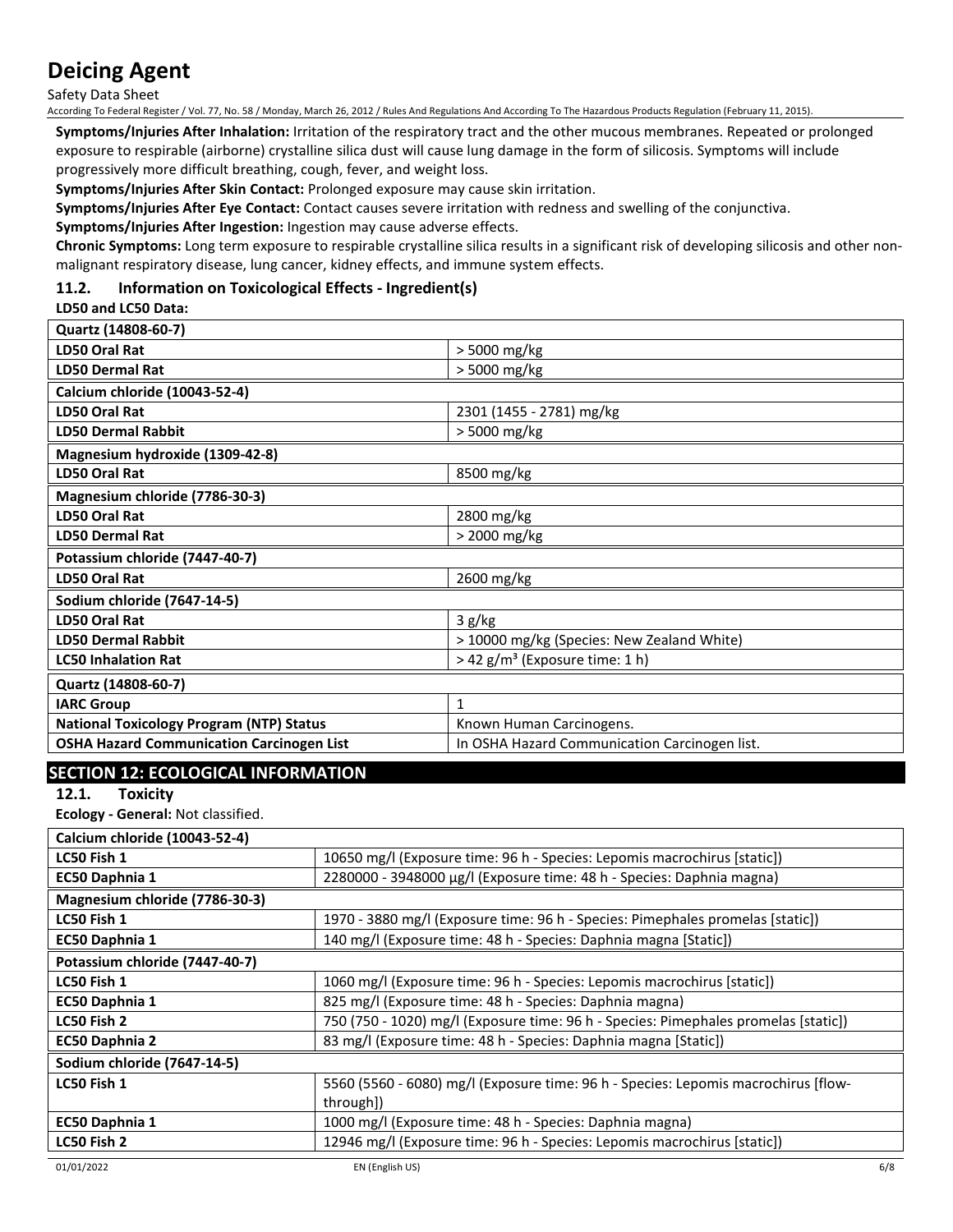**Symptoms/Injuries After Inhalation:** Irritation of the respiratory tract and the other mucous membranes. Repeated or prolonged exposure to respirable (airborne) crystalline silica dust will cause lung damage in the form of silicosis. Symptoms will include progressively more difficult breathing, cough, fever, and weight loss.

**Symptoms/Injuries After Skin Contact:** Prolonged exposure may cause skin irritation.

**Symptoms/Injuries After Eye Contact:** Contact causes severe irritation with redness and swelling of the conjunctiva.

**Symptoms/Injuries After Ingestion:** Ingestion may cause adverse effects.

**Chronic Symptoms:** Long term exposure to respirable crystalline silica results in a significant risk of developing silicosis and other non-malignant respiratory disease, lung cancer, kidney effects, and immune system effects.

### 11.2. Information on Toxicological Effects - Ingredient(s)

**LD50 and LC50 Data:**

| **Quartz (14808-60-7)** | |
|---|---|
| **LD50 Oral Rat** | > 5000 mg/kg |
| **LD50 Dermal Rat** | > 5000 mg/kg |
| **Calcium chloride (10043-52-4)** | |
| **LD50 Oral Rat** | 2301 (1455 - 2781) mg/kg |
| **LD50 Dermal Rabbit** | > 5000 mg/kg |
| **Magnesium hydroxide (1309-42-8)** | |
| **LD50 Oral Rat** | 8500 mg/kg |
| **Magnesium chloride (7786-30-3)** | |
| **LD50 Oral Rat** | 2800 mg/kg |
| **LD50 Dermal Rat** | > 2000 mg/kg |
| **Potassium chloride (7447-40-7)** | |
| **LD50 Oral Rat** | 2600 mg/kg |
| **Sodium chloride (7647-14-5)** | |
| **LD50 Oral Rat** | 3 g/kg |
| **LD50 Dermal Rabbit** | > 10000 mg/kg (Species: New Zealand White) |
| **LC50 Inhalation Rat** | > 42 g/m³ (Exposure time: 1 h) |
| **Quartz (14808-60-7)** | |
| **IARC Group** | 1 |
| **National Toxicology Program (NTP) Status** | Known Human Carcinogens. |
| **OSHA Hazard Communication Carcinogen List** | In OSHA Hazard Communication Carcinogen list. |

## SECTION 12: ECOLOGICAL INFORMATION

### 12.1. Toxicity

**Ecology - General:** Not classified.

| **Calcium chloride (10043-52-4)** | |
|---|---|
| **LC50 Fish 1** | 10650 mg/l (Exposure time: 96 h - Species: Lepomis macrochirus [static]) |
| **EC50 Daphnia 1** | 2280000 - 3948000 µg/l (Exposure time: 48 h - Species: Daphnia magna) |
| **Magnesium chloride (7786-30-3)** | |
| **LC50 Fish 1** | 1970 - 3880 mg/l (Exposure time: 96 h - Species: Pimephales promelas [static]) |
| **EC50 Daphnia 1** | 140 mg/l (Exposure time: 48 h - Species: Daphnia magna [Static]) |
| **Potassium chloride (7447-40-7)** | |
| **LC50 Fish 1** | 1060 mg/l (Exposure time: 96 h - Species: Lepomis macrochirus [static]) |
| **EC50 Daphnia 1** | 825 mg/l (Exposure time: 48 h - Species: Daphnia magna) |
| **LC50 Fish 2** | 750 (750 - 1020) mg/l (Exposure time: 96 h - Species: Pimephales promelas [static]) |
| **EC50 Daphnia 2** | 83 mg/l (Exposure time: 48 h - Species: Daphnia magna [Static]) |
| **Sodium chloride (7647-14-5)** | |
| **LC50 Fish 1** | 5560 (5560 - 6080) mg/l (Exposure time: 96 h - Species: Lepomis macrochirus [flow-through]) |
| **EC50 Daphnia 1** | 1000 mg/l (Exposure time: 48 h - Species: Daphnia magna) |
| **LC50 Fish 2** | 12946 mg/l (Exposure time: 96 h - Species: Lepomis macrochirus [static]) |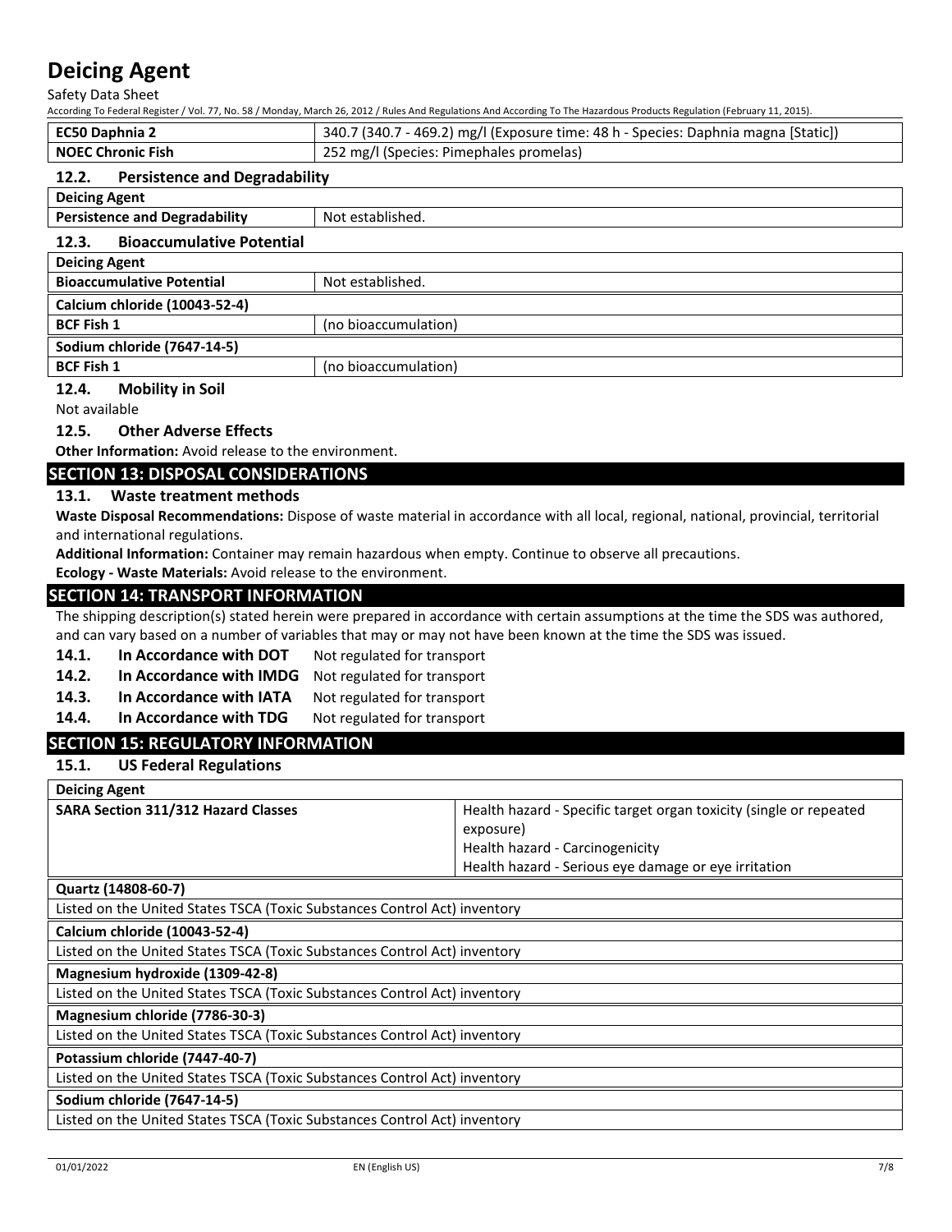| EC50 Daphnia 2 | 340.7 (340.7 - 469.2) mg/l (Exposure time: 48 h - Species: Daphnia magna [Static]) |
|---|---|
| NOEC Chronic Fish | 252 mg/l (Species: Pimephales promelas) |

### 12.2. Persistence and Degradability

| Deicing Agent | |
|---|---|
| Persistence and Degradability | Not established. |

### 12.3. Bioaccumulative Potential

| Deicing Agent | |
|---|---|
| Bioaccumulative Potential | Not established. |
| **Calcium chloride (10043-52-4)** | |
| BCF Fish 1 | (no bioaccumulation) |
| **Sodium chloride (7647-14-5)** | |
| BCF Fish 1 | (no bioaccumulation) |

### 12.4. Mobility in Soil

Not available

### 12.5. Other Adverse Effects

**Other Information:** Avoid release to the environment.

## SECTION 13: DISPOSAL CONSIDERATIONS

### 13.1. Waste treatment methods

**Waste Disposal Recommendations:** Dispose of waste material in accordance with all local, regional, national, provincial, territorial and international regulations.

**Additional Information:** Container may remain hazardous when empty. Continue to observe all precautions.

**Ecology - Waste Materials:** Avoid release to the environment.

## SECTION 14: TRANSPORT INFORMATION

The shipping description(s) stated herein were prepared in accordance with certain assumptions at the time the SDS was authored, and can vary based on a number of variables that may or may not have been known at the time the SDS was issued.

**14.1. In Accordance with DOT** Not regulated for transport

**14.2. In Accordance with IMDG** Not regulated for transport

**14.3. In Accordance with IATA** Not regulated for transport

**14.4. In Accordance with TDG** Not regulated for transport

## SECTION 15: REGULATORY INFORMATION

### 15.1. US Federal Regulations

| Deicing Agent | |
|---|---|
| SARA Section 311/312 Hazard Classes | Health hazard - Specific target organ toxicity (single or repeated exposure)<br>Health hazard - Carcinogenicity<br>Health hazard - Serious eye damage or eye irritation |

| Quartz (14808-60-7) |
|---|
| Listed on the United States TSCA (Toxic Substances Control Act) inventory |
| **Calcium chloride (10043-52-4)** |
| Listed on the United States TSCA (Toxic Substances Control Act) inventory |
| **Magnesium hydroxide (1309-42-8)** |
| Listed on the United States TSCA (Toxic Substances Control Act) inventory |
| **Magnesium chloride (7786-30-3)** |
| Listed on the United States TSCA (Toxic Substances Control Act) inventory |
| **Potassium chloride (7447-40-7)** |
| Listed on the United States TSCA (Toxic Substances Control Act) inventory |
| **Sodium chloride (7647-14-5)** |
| Listed on the United States TSCA (Toxic Substances Control Act) inventory |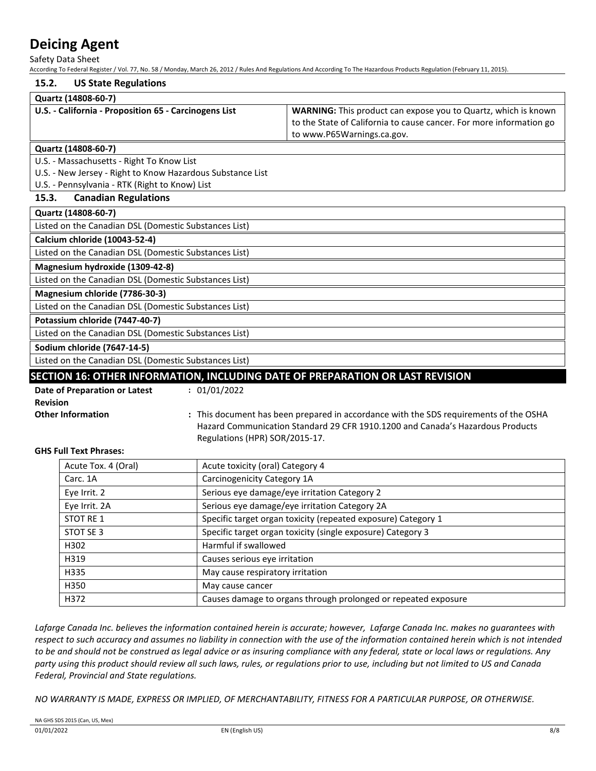### 15.2. US State Regulations

| Quartz (14808-60-7) | |
|---|---|
| U.S. - California - Proposition 65 - Carcinogens List | **WARNING:** This product can expose you to Quartz, which is known to the State of California to cause cancer. For more information go to www.P65Warnings.ca.gov. |

| Quartz (14808-60-7) |
|---|
| U.S. - Massachusetts - Right To Know List<br>U.S. - New Jersey - Right to Know Hazardous Substance List<br>U.S. - Pennsylvania - RTK (Right to Know) List |

### 15.3. Canadian Regulations

| Quartz (14808-60-7) |
|---|
| Listed on the Canadian DSL (Domestic Substances List) |

| Calcium chloride (10043-52-4) |
|---|
| Listed on the Canadian DSL (Domestic Substances List) |

| Magnesium hydroxide (1309-42-8) |
|---|
| Listed on the Canadian DSL (Domestic Substances List) |

| Magnesium chloride (7786-30-3) |
|---|
| Listed on the Canadian DSL (Domestic Substances List) |

| Potassium chloride (7447-40-7) |
|---|
| Listed on the Canadian DSL (Domestic Substances List) |

| Sodium chloride (7647-14-5) |
|---|
| Listed on the Canadian DSL (Domestic Substances List) |

## SECTION 16: OTHER INFORMATION, INCLUDING DATE OF PREPARATION OR LAST REVISION

**Date of Preparation or Latest Revision** : 01/01/2022

**Other Information** : This document has been prepared in accordance with the SDS requirements of the OSHA Hazard Communication Standard 29 CFR 1910.1200 and Canada's Hazardous Products Regulations (HPR) SOR/2015-17.

**GHS Full Text Phrases:**

| | |
|---|---|
| Acute Tox. 4 (Oral) | Acute toxicity (oral) Category 4 |
| Carc. 1A | Carcinogenicity Category 1A |
| Eye Irrit. 2 | Serious eye damage/eye irritation Category 2 |
| Eye Irrit. 2A | Serious eye damage/eye irritation Category 2A |
| STOT RE 1 | Specific target organ toxicity (repeated exposure) Category 1 |
| STOT SE 3 | Specific target organ toxicity (single exposure) Category 3 |
| H302 | Harmful if swallowed |
| H319 | Causes serious eye irritation |
| H335 | May cause respiratory irritation |
| H350 | May cause cancer |
| H372 | Causes damage to organs through prolonged or repeated exposure |

*Lafarge Canada Inc. believes the information contained herein is accurate; however, Lafarge Canada Inc. makes no guarantees with respect to such accuracy and assumes no liability in connection with the use of the information contained herein which is not intended to be and should not be construed as legal advice or as insuring compliance with any federal, state or local laws or regulations. Any party using this product should review all such laws, rules, or regulations prior to use, including but not limited to US and Canada Federal, Provincial and State regulations.*

*NO WARRANTY IS MADE, EXPRESS OR IMPLIED, OF MERCHANTABILITY, FITNESS FOR A PARTICULAR PURPOSE, OR OTHERWISE.*